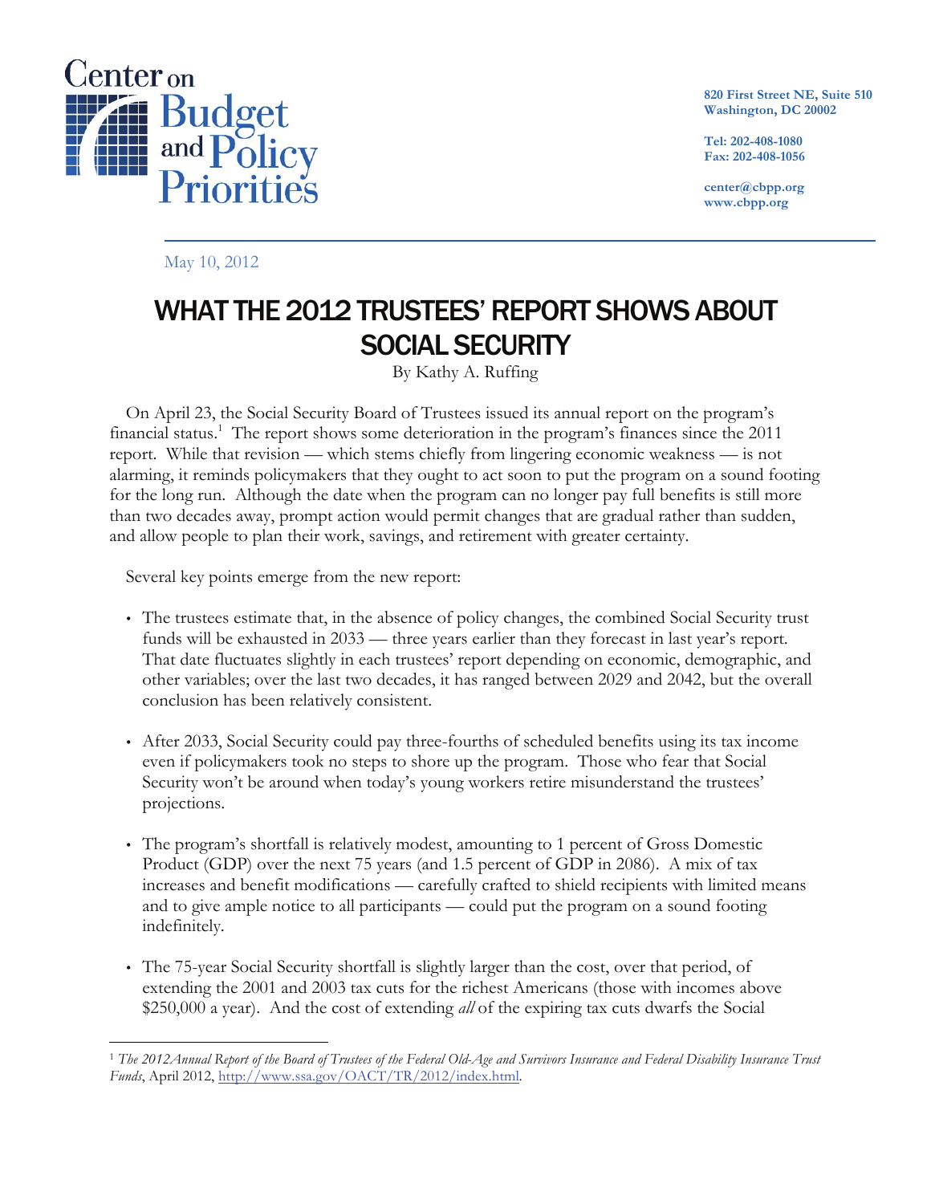Center on Budget and Policy Priorities

820 First Street NE, Suite 510
Washington, DC 20002

Tel: 202-408-1080
Fax: 202-408-1056

center@cbpp.org
www.cbpp.org

May 10, 2012

# WHAT THE 2012 TRUSTEES' REPORT SHOWS ABOUT SOCIAL SECURITY

By Kathy A. Ruffing

On April 23, the Social Security Board of Trustees issued its annual report on the program's financial status.[1] The report shows some deterioration in the program's finances since the 2011 report. While that revision — which stems chiefly from lingering economic weakness — is not alarming, it reminds policymakers that they ought to act soon to put the program on a sound footing for the long run. Although the date when the program can no longer pay full benefits is still more than two decades away, prompt action would permit changes that are gradual rather than sudden, and allow people to plan their work, savings, and retirement with greater certainty.

Several key points emerge from the new report:

- The trustees estimate that, in the absence of policy changes, the combined Social Security trust funds will be exhausted in 2033 — three years earlier than they forecast in last year's report. That date fluctuates slightly in each trustees' report depending on economic, demographic, and other variables; over the last two decades, it has ranged between 2029 and 2042, but the overall conclusion has been relatively consistent.

- After 2033, Social Security could pay three-fourths of scheduled benefits using its tax income even if policymakers took no steps to shore up the program. Those who fear that Social Security won't be around when today's young workers retire misunderstand the trustees' projections.

- The program's shortfall is relatively modest, amounting to 1 percent of Gross Domestic Product (GDP) over the next 75 years (and 1.5 percent of GDP in 2086). A mix of tax increases and benefit modifications — carefully crafted to shield recipients with limited means and to give ample notice to all participants — could put the program on a sound footing indefinitely.

- The 75-year Social Security shortfall is slightly larger than the cost, over that period, of extending the 2001 and 2003 tax cuts for the richest Americans (those with incomes above $250,000 a year). And the cost of extending *all* of the expiring tax cuts dwarfs the Social

---

[1] *The 2012Annual Report of the Board of Trustees of the Federal Old-Age and Survivors Insurance and Federal Disability Insurance Trust Funds*, April 2012, http://www.ssa.gov/OACT/TR/2012/index.html.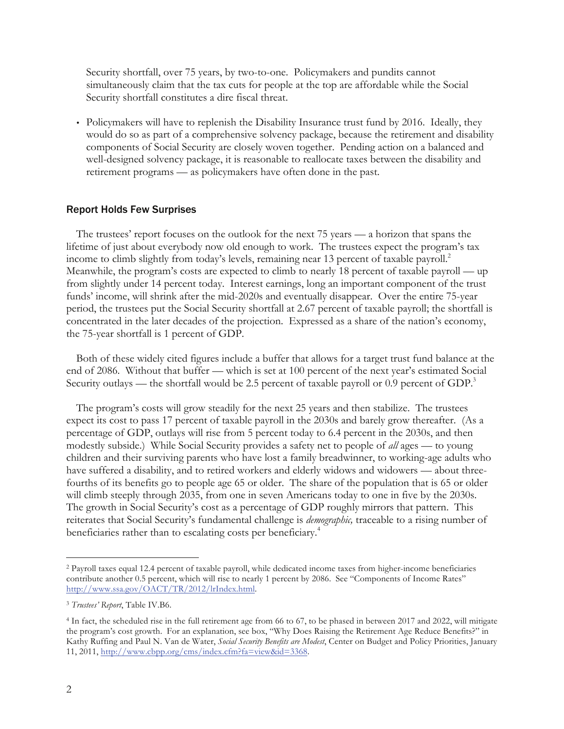Security shortfall, over 75 years, by two-to-one. Policymakers and pundits cannot simultaneously claim that the tax cuts for people at the top are affordable while the Social Security shortfall constitutes a dire fiscal threat.

- Policymakers will have to replenish the Disability Insurance trust fund by 2016. Ideally, they would do so as part of a comprehensive solvency package, because the retirement and disability components of Social Security are closely woven together. Pending action on a balanced and well-designed solvency package, it is reasonable to reallocate taxes between the disability and retirement programs — as policymakers have often done in the past.

## Report Holds Few Surprises

The trustees' report focuses on the outlook for the next 75 years — a horizon that spans the lifetime of just about everybody now old enough to work. The trustees expect the program's tax income to climb slightly from today's levels, remaining near 13 percent of taxable payroll.[2] Meanwhile, the program's costs are expected to climb to nearly 18 percent of taxable payroll — up from slightly under 14 percent today. Interest earnings, long an important component of the trust funds' income, will shrink after the mid-2020s and eventually disappear. Over the entire 75-year period, the trustees put the Social Security shortfall at 2.67 percent of taxable payroll; the shortfall is concentrated in the later decades of the projection. Expressed as a share of the nation's economy, the 75-year shortfall is 1 percent of GDP.

Both of these widely cited figures include a buffer that allows for a target trust fund balance at the end of 2086. Without that buffer — which is set at 100 percent of the next year's estimated Social Security outlays — the shortfall would be 2.5 percent of taxable payroll or 0.9 percent of GDP.[3]

The program's costs will grow steadily for the next 25 years and then stabilize. The trustees expect its cost to pass 17 percent of taxable payroll in the 2030s and barely grow thereafter. (As a percentage of GDP, outlays will rise from 5 percent today to 6.4 percent in the 2030s, and then modestly subside.) While Social Security provides a safety net to people of *all* ages — to young children and their surviving parents who have lost a family breadwinner, to working-age adults who have suffered a disability, and to retired workers and elderly widows and widowers — about three-fourths of its benefits go to people age 65 or older. The share of the population that is 65 or older will climb steeply through 2035, from one in seven Americans today to one in five by the 2030s. The growth in Social Security's cost as a percentage of GDP roughly mirrors that pattern. This reiterates that Social Security's fundamental challenge is *demographic,* traceable to a rising number of beneficiaries rather than to escalating costs per beneficiary.[4]

---

[2] Payroll taxes equal 12.4 percent of taxable payroll, while dedicated income taxes from higher-income beneficiaries contribute another 0.5 percent, which will rise to nearly 1 percent by 2086. See "Components of Income Rates" http://www.ssa.gov/OACT/TR/2012/lrIndex.html.

[3] *Trustees' Report*, Table IV.B6.

[4] In fact, the scheduled rise in the full retirement age from 66 to 67, to be phased in between 2017 and 2022, will mitigate the program's cost growth. For an explanation, see box, "Why Does Raising the Retirement Age Reduce Benefits?" in Kathy Ruffing and Paul N. Van de Water, *Social Security Benefits are Modest*, Center on Budget and Policy Priorities, January 11, 2011, http://www.cbpp.org/cms/index.cfm?fa=view&id=3368.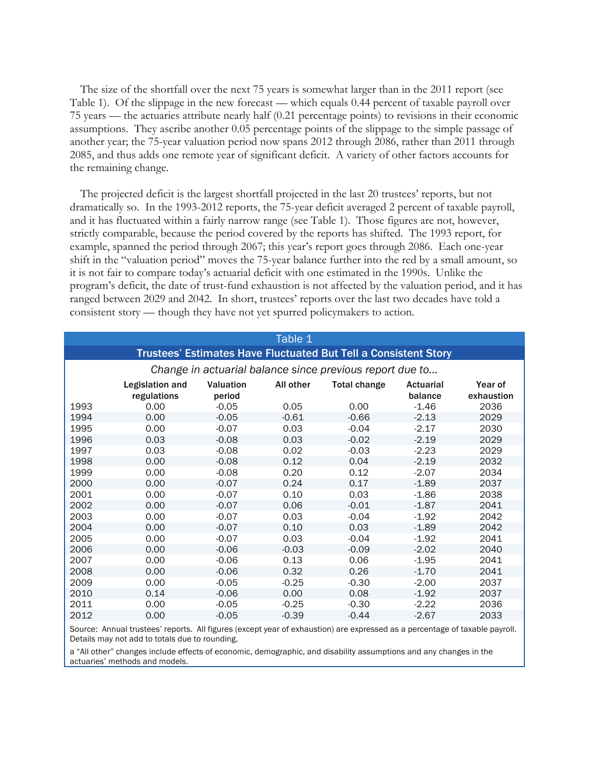The size of the shortfall over the next 75 years is somewhat larger than in the 2011 report (see Table 1). Of the slippage in the new forecast — which equals 0.44 percent of taxable payroll over 75 years — the actuaries attribute nearly half (0.21 percentage points) to revisions in their economic assumptions. They ascribe another 0.05 percentage points of the slippage to the simple passage of another year; the 75-year valuation period now spans 2012 through 2086, rather than 2011 through 2085, and thus adds one remote year of significant deficit. A variety of other factors accounts for the remaining change.

The projected deficit is the largest shortfall projected in the last 20 trustees' reports, but not dramatically so. In the 1993-2012 reports, the 75-year deficit averaged 2 percent of taxable payroll, and it has fluctuated within a fairly narrow range (see Table 1). Those figures are not, however, strictly comparable, because the period covered by the reports has shifted. The 1993 report, for example, spanned the period through 2067; this year's report goes through 2086. Each one-year shift in the "valuation period" moves the 75-year balance further into the red by a small amount, so it is not fair to compare today's actuarial deficit with one estimated in the 1990s. Unlike the program's deficit, the date of trust-fund exhaustion is not affected by the valuation period, and it has ranged between 2029 and 2042. In short, trustees' reports over the last two decades have told a consistent story — though they have not yet spurred policymakers to action.

**Table 1**

**Trustees' Estimates Have Fluctuated But Tell a Consistent Story**

*Change in actuarial balance since previous report due to...*

| | Legislation and regulations | Valuation period | All other | Total change | Actuarial balance | Year of exhaustion |
|---|---|---|---|---|---|---|
| 1993 | 0.00 | -0.05 | 0.05 | 0.00 | -1.46 | 2036 |
| 1994 | 0.00 | -0.05 | -0.61 | -0.66 | -2.13 | 2029 |
| 1995 | 0.00 | -0.07 | 0.03 | -0.04 | -2.17 | 2030 |
| 1996 | 0.03 | -0.08 | 0.03 | -0.02 | -2.19 | 2029 |
| 1997 | 0.03 | -0.08 | 0.02 | -0.03 | -2.23 | 2029 |
| 1998 | 0.00 | -0.08 | 0.12 | 0.04 | -2.19 | 2032 |
| 1999 | 0.00 | -0.08 | 0.20 | 0.12 | -2.07 | 2034 |
| 2000 | 0.00 | -0.07 | 0.24 | 0.17 | -1.89 | 2037 |
| 2001 | 0.00 | -0.07 | 0.10 | 0.03 | -1.86 | 2038 |
| 2002 | 0.00 | -0.07 | 0.06 | -0.01 | -1.87 | 2041 |
| 2003 | 0.00 | -0.07 | 0.03 | -0.04 | -1.92 | 2042 |
| 2004 | 0.00 | -0.07 | 0.10 | 0.03 | -1.89 | 2042 |
| 2005 | 0.00 | -0.07 | 0.03 | -0.04 | -1.92 | 2041 |
| 2006 | 0.00 | -0.06 | -0.03 | -0.09 | -2.02 | 2040 |
| 2007 | 0.00 | -0.06 | 0.13 | 0.06 | -1.95 | 2041 |
| 2008 | 0.00 | -0.06 | 0.32 | 0.26 | -1.70 | 2041 |
| 2009 | 0.00 | -0.05 | -0.25 | -0.30 | -2.00 | 2037 |
| 2010 | 0.14 | -0.06 | 0.00 | 0.08 | -1.92 | 2037 |
| 2011 | 0.00 | -0.05 | -0.25 | -0.30 | -2.22 | 2036 |
| 2012 | 0.00 | -0.05 | -0.39 | -0.44 | -2.67 | 2033 |

Source: Annual trustees' reports. All figures (except year of exhaustion) are expressed as a percentage of taxable payroll. Details may not add to totals due to rounding.

a "All other" changes include effects of economic, demographic, and disability assumptions and any changes in the actuaries' methods and models.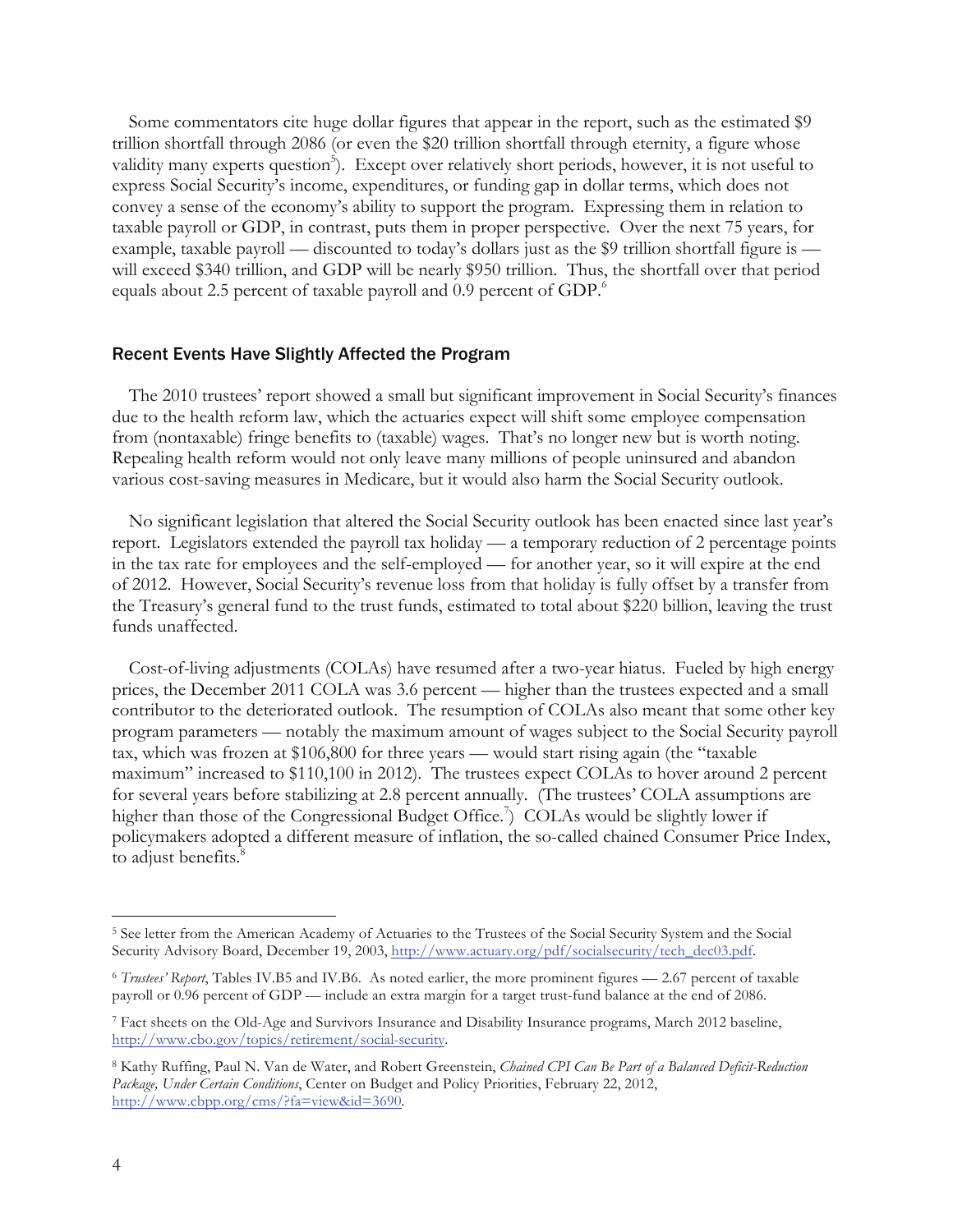Some commentators cite huge dollar figures that appear in the report, such as the estimated $9 trillion shortfall through 2086 (or even the $20 trillion shortfall through eternity, a figure whose validity many experts question[5]). Except over relatively short periods, however, it is not useful to express Social Security's income, expenditures, or funding gap in dollar terms, which does not convey a sense of the economy's ability to support the program. Expressing them in relation to taxable payroll or GDP, in contrast, puts them in proper perspective. Over the next 75 years, for example, taxable payroll — discounted to today's dollars just as the $9 trillion shortfall figure is — will exceed $340 trillion, and GDP will be nearly $950 trillion. Thus, the shortfall over that period equals about 2.5 percent of taxable payroll and 0.9 percent of GDP.[6]

## Recent Events Have Slightly Affected the Program

The 2010 trustees' report showed a small but significant improvement in Social Security's finances due to the health reform law, which the actuaries expect will shift some employee compensation from (nontaxable) fringe benefits to (taxable) wages. That's no longer new but is worth noting. Repealing health reform would not only leave many millions of people uninsured and abandon various cost-saving measures in Medicare, but it would also harm the Social Security outlook.

No significant legislation that altered the Social Security outlook has been enacted since last year's report. Legislators extended the payroll tax holiday — a temporary reduction of 2 percentage points in the tax rate for employees and the self-employed — for another year, so it will expire at the end of 2012. However, Social Security's revenue loss from that holiday is fully offset by a transfer from the Treasury's general fund to the trust funds, estimated to total about $220 billion, leaving the trust funds unaffected.

Cost-of-living adjustments (COLAs) have resumed after a two-year hiatus. Fueled by high energy prices, the December 2011 COLA was 3.6 percent — higher than the trustees expected and a small contributor to the deteriorated outlook. The resumption of COLAs also meant that some other key program parameters — notably the maximum amount of wages subject to the Social Security payroll tax, which was frozen at $106,800 for three years — would start rising again (the "taxable maximum" increased to $110,100 in 2012). The trustees expect COLAs to hover around 2 percent for several years before stabilizing at 2.8 percent annually. (The trustees' COLA assumptions are higher than those of the Congressional Budget Office.[7]) COLAs would be slightly lower if policymakers adopted a different measure of inflation, the so-called chained Consumer Price Index, to adjust benefits.[8]

---

[5] See letter from the American Academy of Actuaries to the Trustees of the Social Security System and the Social Security Advisory Board, December 19, 2003, http://www.actuary.org/pdf/socialsecurity/tech_dec03.pdf.

[6] *Trustees' Report*, Tables IV.B5 and IV.B6. As noted earlier, the more prominent figures — 2.67 percent of taxable payroll or 0.96 percent of GDP — include an extra margin for a target trust-fund balance at the end of 2086.

[7] Fact sheets on the Old-Age and Survivors Insurance and Disability Insurance programs, March 2012 baseline, http://www.cbo.gov/topics/retirement/social-security.

[8] Kathy Ruffing, Paul N. Van de Water, and Robert Greenstein, *Chained CPI Can Be Part of a Balanced Deficit-Reduction Package, Under Certain Conditions*, Center on Budget and Policy Priorities, February 22, 2012, http://www.cbpp.org/cms/?fa=view&id=3690.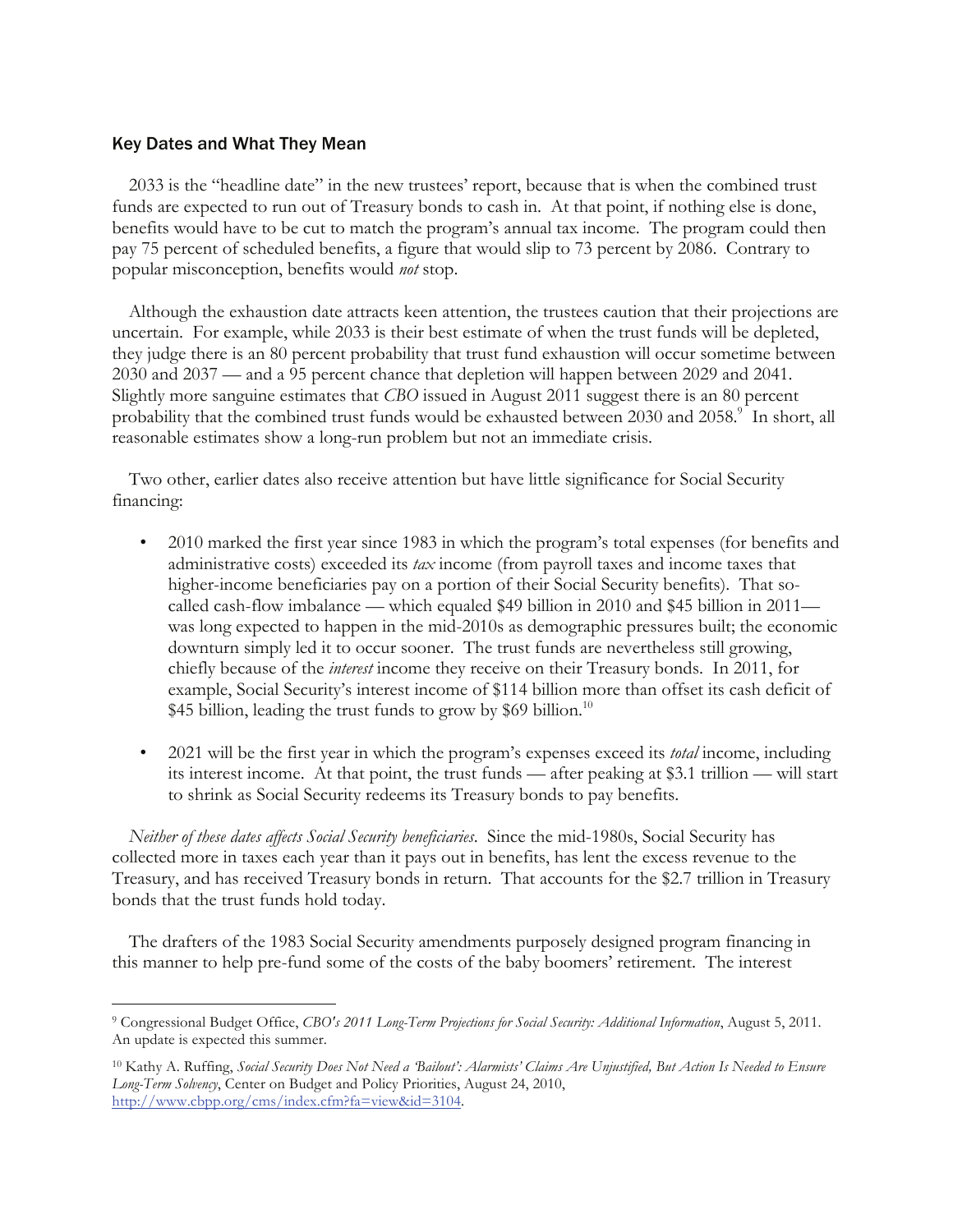## Key Dates and What They Mean

2033 is the "headline date" in the new trustees' report, because that is when the combined trust funds are expected to run out of Treasury bonds to cash in. At that point, if nothing else is done, benefits would have to be cut to match the program's annual tax income. The program could then pay 75 percent of scheduled benefits, a figure that would slip to 73 percent by 2086. Contrary to popular misconception, benefits would *not* stop.

Although the exhaustion date attracts keen attention, the trustees caution that their projections are uncertain. For example, while 2033 is their best estimate of when the trust funds will be depleted, they judge there is an 80 percent probability that trust fund exhaustion will occur sometime between 2030 and 2037 — and a 95 percent chance that depletion will happen between 2029 and 2041. Slightly more sanguine estimates that *CBO* issued in August 2011 suggest there is an 80 percent probability that the combined trust funds would be exhausted between 2030 and 2058.[9] In short, all reasonable estimates show a long-run problem but not an immediate crisis.

Two other, earlier dates also receive attention but have little significance for Social Security financing:

- 2010 marked the first year since 1983 in which the program's total expenses (for benefits and administrative costs) exceeded its *tax* income (from payroll taxes and income taxes that higher-income beneficiaries pay on a portion of their Social Security benefits). That so-called cash-flow imbalance — which equaled $49 billion in 2010 and $45 billion in 2011— was long expected to happen in the mid-2010s as demographic pressures built; the economic downturn simply led it to occur sooner. The trust funds are nevertheless still growing, chiefly because of the *interest* income they receive on their Treasury bonds. In 2011, for example, Social Security's interest income of $114 billion more than offset its cash deficit of $45 billion, leading the trust funds to grow by $69 billion.[10]

- 2021 will be the first year in which the program's expenses exceed its *total* income, including its interest income. At that point, the trust funds — after peaking at $3.1 trillion — will start to shrink as Social Security redeems its Treasury bonds to pay benefits.

*Neither of these dates affects Social Security beneficiaries*. Since the mid-1980s, Social Security has collected more in taxes each year than it pays out in benefits, has lent the excess revenue to the Treasury, and has received Treasury bonds in return. That accounts for the $2.7 trillion in Treasury bonds that the trust funds hold today.

The drafters of the 1983 Social Security amendments purposely designed program financing in this manner to help pre-fund some of the costs of the baby boomers' retirement. The interest

---

[9] Congressional Budget Office, *CBO's 2011 Long-Term Projections for Social Security: Additional Information*, August 5, 2011. An update is expected this summer.

[10] Kathy A. Ruffing, *Social Security Does Not Need a 'Bailout': Alarmists' Claims Are Unjustified, But Action Is Needed to Ensure Long-Term Solvency*, Center on Budget and Policy Priorities, August 24, 2010, http://www.cbpp.org/cms/index.cfm?fa=view&id=3104.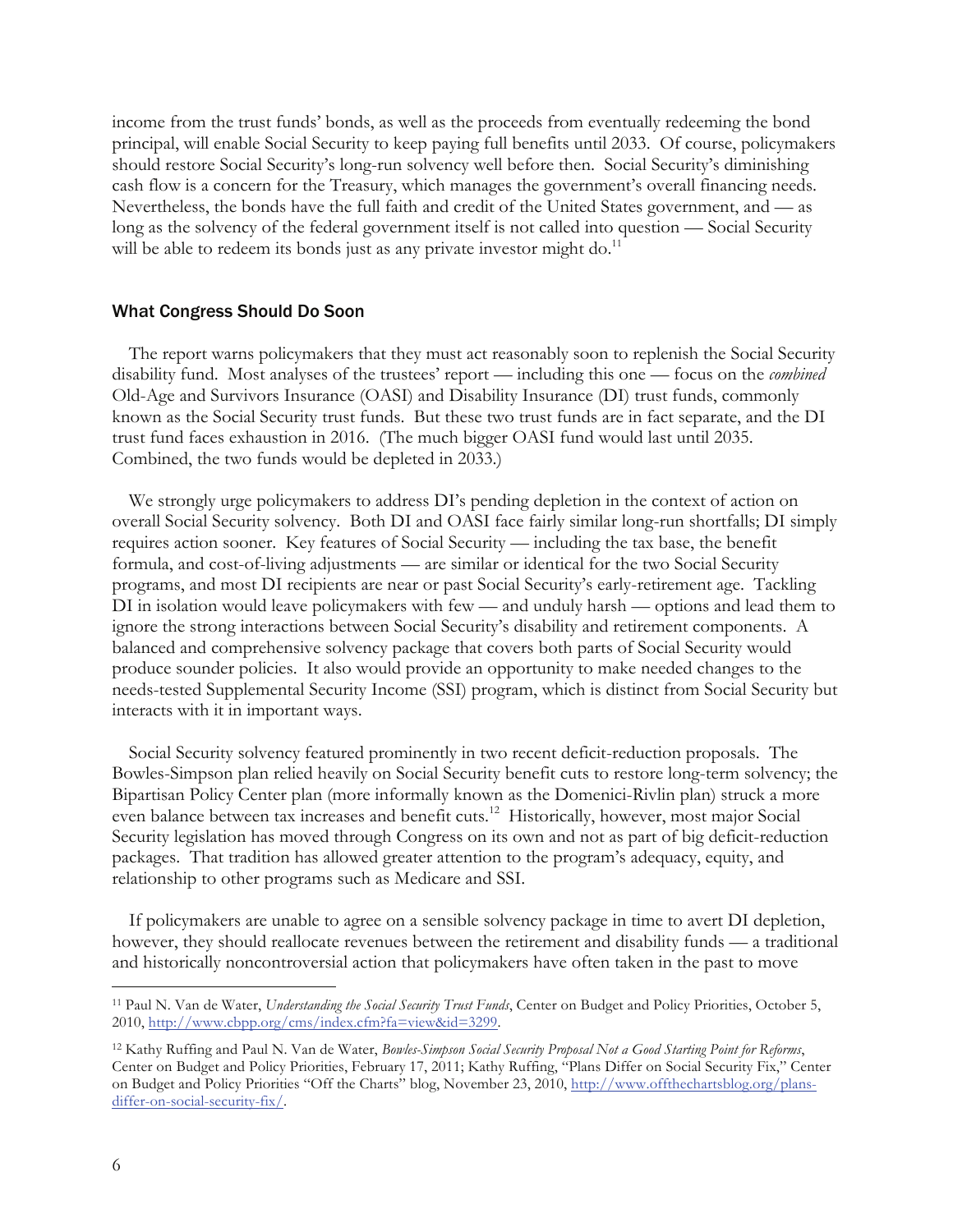income from the trust funds' bonds, as well as the proceeds from eventually redeeming the bond principal, will enable Social Security to keep paying full benefits until 2033. Of course, policymakers should restore Social Security's long-run solvency well before then. Social Security's diminishing cash flow is a concern for the Treasury, which manages the government's overall financing needs. Nevertheless, the bonds have the full faith and credit of the United States government, and — as long as the solvency of the federal government itself is not called into question — Social Security will be able to redeem its bonds just as any private investor might do.[11]

## What Congress Should Do Soon

The report warns policymakers that they must act reasonably soon to replenish the Social Security disability fund. Most analyses of the trustees' report — including this one — focus on the *combined* Old-Age and Survivors Insurance (OASI) and Disability Insurance (DI) trust funds, commonly known as the Social Security trust funds. But these two trust funds are in fact separate, and the DI trust fund faces exhaustion in 2016. (The much bigger OASI fund would last until 2035. Combined, the two funds would be depleted in 2033.)

We strongly urge policymakers to address DI's pending depletion in the context of action on overall Social Security solvency. Both DI and OASI face fairly similar long-run shortfalls; DI simply requires action sooner. Key features of Social Security — including the tax base, the benefit formula, and cost-of-living adjustments — are similar or identical for the two Social Security programs, and most DI recipients are near or past Social Security's early-retirement age. Tackling DI in isolation would leave policymakers with few — and unduly harsh — options and lead them to ignore the strong interactions between Social Security's disability and retirement components. A balanced and comprehensive solvency package that covers both parts of Social Security would produce sounder policies. It also would provide an opportunity to make needed changes to the needs-tested Supplemental Security Income (SSI) program, which is distinct from Social Security but interacts with it in important ways.

Social Security solvency featured prominently in two recent deficit-reduction proposals. The Bowles-Simpson plan relied heavily on Social Security benefit cuts to restore long-term solvency; the Bipartisan Policy Center plan (more informally known as the Domenici-Rivlin plan) struck a more even balance between tax increases and benefit cuts.[12] Historically, however, most major Social Security legislation has moved through Congress on its own and not as part of big deficit-reduction packages. That tradition has allowed greater attention to the program's adequacy, equity, and relationship to other programs such as Medicare and SSI.

If policymakers are unable to agree on a sensible solvency package in time to avert DI depletion, however, they should reallocate revenues between the retirement and disability funds — a traditional and historically noncontroversial action that policymakers have often taken in the past to move

---

[11] Paul N. Van de Water, *Understanding the Social Security Trust Funds*, Center on Budget and Policy Priorities, October 5, 2010, http://www.cbpp.org/cms/index.cfm?fa=view&id=3299.

[12] Kathy Ruffing and Paul N. Van de Water, *Bowles-Simpson Social Security Proposal Not a Good Starting Point for Reforms*, Center on Budget and Policy Priorities, February 17, 2011; Kathy Ruffing, "Plans Differ on Social Security Fix," Center on Budget and Policy Priorities "Off the Charts" blog, November 23, 2010, http://www.offthechartsblog.org/plans-differ-on-social-security-fix/.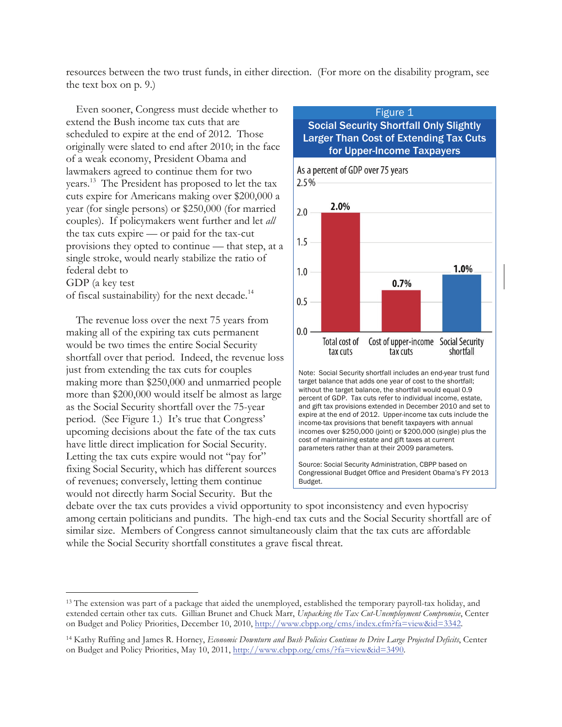resources between the two trust funds, in either direction. (For more on the disability program, see the text box on p. 9.)

Even sooner, Congress must decide whether to extend the Bush income tax cuts that are scheduled to expire at the end of 2012. Those originally were slated to end after 2010; in the face of a weak economy, President Obama and lawmakers agreed to continue them for two years.[13] The President has proposed to let the tax cuts expire for Americans making over $200,000 a year (for single persons) or $250,000 (for married couples). If policymakers went further and let *all* the tax cuts expire — or paid for the tax-cut provisions they opted to continue — that step, at a single stroke, would nearly stabilize the ratio of federal debt to GDP (a key test of fiscal sustainability) for the next decade.[14]

The revenue loss over the next 75 years from making all of the expiring tax cuts permanent would be two times the entire Social Security shortfall over that period. Indeed, the revenue loss just from extending the tax cuts for couples making more than $250,000 and unmarried people more than $200,000 would itself be almost as large as the Social Security shortfall over the 75-year period. (See Figure 1.) It's true that Congress' upcoming decisions about the fate of the tax cuts have little direct implication for Social Security. Letting the tax cuts expire would not "pay for" fixing Social Security, which has different sources of revenues; conversely, letting them continue would not directly harm Social Security. But the debate over the tax cuts provides a vivid opportunity to spot inconsistency and even hypocrisy among certain politicians and pundits. The high-end tax cuts and the Social Security shortfall are of similar size. Members of Congress cannot simultaneously claim that the tax cuts are affordable while the Social Security shortfall constitutes a grave fiscal threat.

**Figure 1**

**Social Security Shortfall Only Slightly Larger Than Cost of Extending Tax Cuts for Upper-Income Taxpayers**

As a percent of GDP over 75 years

| | As a percent of GDP over 75 years |
|---|---|
| Total cost of tax cuts | 2.0% |
| Cost of upper-income tax cuts | 0.7% |
| Social Security shortfall | 1.0% |

Note: Social Security shortfall includes an end-year trust fund target balance that adds one year of cost to the shortfall; without the target balance, the shortfall would equal 0.9 percent of GDP. Tax cuts refer to individual income, estate, and gift tax provisions extended in December 2010 and set to expire at the end of 2012. Upper-income tax cuts include the income-tax provisions that benefit taxpayers with annual incomes over $250,000 (joint) or $200,000 (single) plus the cost of maintaining estate and gift taxes at current parameters rather than at their 2009 parameters.

Source: Social Security Administration, CBPP based on Congressional Budget Office and President Obama's FY 2013 Budget.

---

[13] The extension was part of a package that aided the unemployed, established the temporary payroll-tax holiday, and extended certain other tax cuts. Gillian Brunet and Chuck Marr, *Unpacking the Tax Cut-Unemployment Compromise*, Center on Budget and Policy Priorities, December 10, 2010, http://www.cbpp.org/cms/index.cfm?fa=view&id=3342.

[14] Kathy Ruffing and James R. Horney, *Economic Downturn and Bush Policies Continue to Drive Large Projected Deficits*, Center on Budget and Policy Priorities, May 10, 2011, http://www.cbpp.org/cms/?fa=view&id=3490.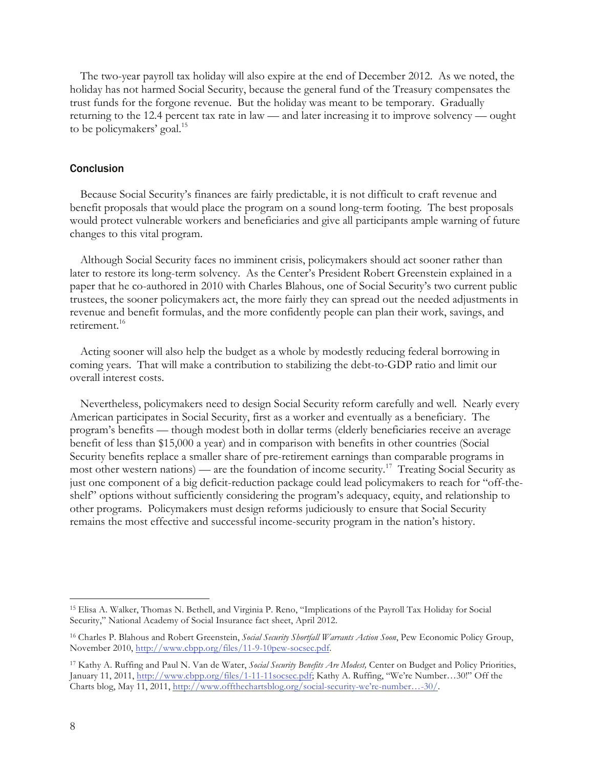The two-year payroll tax holiday will also expire at the end of December 2012. As we noted, the holiday has not harmed Social Security, because the general fund of the Treasury compensates the trust funds for the forgone revenue. But the holiday was meant to be temporary. Gradually returning to the 12.4 percent tax rate in law — and later increasing it to improve solvency — ought to be policymakers' goal.[15]

## Conclusion

Because Social Security's finances are fairly predictable, it is not difficult to craft revenue and benefit proposals that would place the program on a sound long-term footing. The best proposals would protect vulnerable workers and beneficiaries and give all participants ample warning of future changes to this vital program.

Although Social Security faces no imminent crisis, policymakers should act sooner rather than later to restore its long-term solvency. As the Center's President Robert Greenstein explained in a paper that he co-authored in 2010 with Charles Blahous, one of Social Security's two current public trustees, the sooner policymakers act, the more fairly they can spread out the needed adjustments in revenue and benefit formulas, and the more confidently people can plan their work, savings, and retirement.[16]

Acting sooner will also help the budget as a whole by modestly reducing federal borrowing in coming years. That will make a contribution to stabilizing the debt-to-GDP ratio and limit our overall interest costs.

Nevertheless, policymakers need to design Social Security reform carefully and well. Nearly every American participates in Social Security, first as a worker and eventually as a beneficiary. The program's benefits — though modest both in dollar terms (elderly beneficiaries receive an average benefit of less than $15,000 a year) and in comparison with benefits in other countries (Social Security benefits replace a smaller share of pre-retirement earnings than comparable programs in most other western nations) — are the foundation of income security.[17] Treating Social Security as just one component of a big deficit-reduction package could lead policymakers to reach for "off-the-shelf" options without sufficiently considering the program's adequacy, equity, and relationship to other programs. Policymakers must design reforms judiciously to ensure that Social Security remains the most effective and successful income-security program in the nation's history.

---

[15] Elisa A. Walker, Thomas N. Bethell, and Virginia P. Reno, "Implications of the Payroll Tax Holiday for Social Security," National Academy of Social Insurance fact sheet, April 2012.

[16] Charles P. Blahous and Robert Greenstein, *Social Security Shortfall Warrants Action Soon*, Pew Economic Policy Group, November 2010, http://www.cbpp.org/files/11-9-10pew-socsec.pdf.

[17] Kathy A. Ruffing and Paul N. Van de Water, *Social Security Benefits Are Modest,* Center on Budget and Policy Priorities, January 11, 2011, http://www.cbpp.org/files/1-11-11socsec.pdf; Kathy A. Ruffing, "We're Number…30!" Off the Charts blog, May 11, 2011, http://www.offthechartsblog.org/social-security-we're-number…-30/.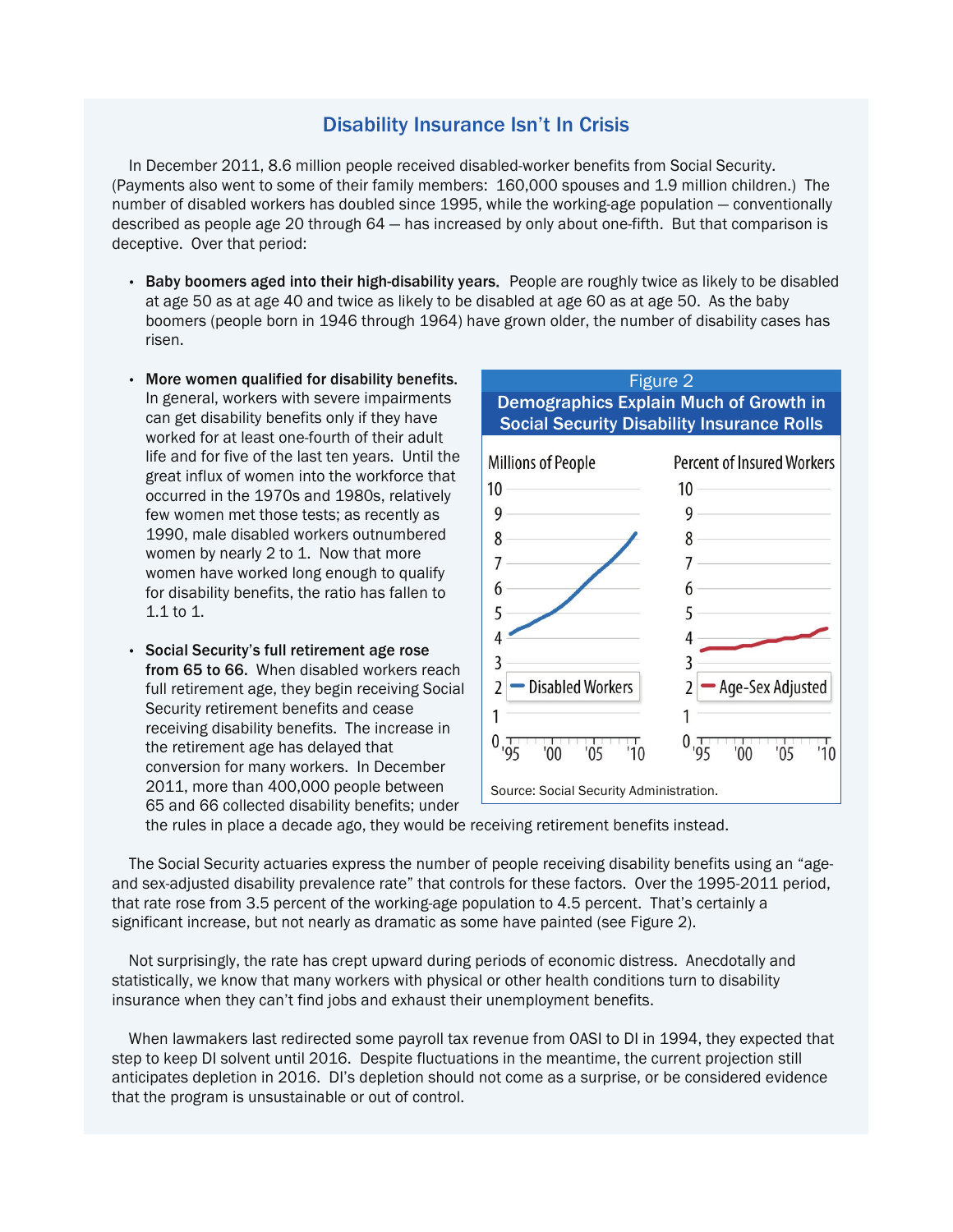## Disability Insurance Isn't In Crisis

In December 2011, 8.6 million people received disabled-worker benefits from Social Security. (Payments also went to some of their family members: 160,000 spouses and 1.9 million children.) The number of disabled workers has doubled since 1995, while the working-age population — conventionally described as people age 20 through 64 — has increased by only about one-fifth. But that comparison is deceptive. Over that period:

- **Baby boomers aged into their high-disability years.** People are roughly twice as likely to be disabled at age 50 as at age 40 and twice as likely to be disabled at age 60 as at age 50. As the baby boomers (people born in 1946 through 1964) have grown older, the number of disability cases has risen.

- **More women qualified for disability benefits.** In general, workers with severe impairments can get disability benefits only if they have worked for at least one-fourth of their adult life and for five of the last ten years. Until the great influx of women into the workforce that occurred in the 1970s and 1980s, relatively few women met those tests; as recently as 1990, male disabled workers outnumbered women by nearly 2 to 1. Now that more women have worked long enough to qualify for disability benefits, the ratio has fallen to 1.1 to 1.

- **Social Security's full retirement age rose from 65 to 66.** When disabled workers reach full retirement age, they begin receiving Social Security retirement benefits and cease receiving disability benefits. The increase in the retirement age has delayed that conversion for many workers. In December 2011, more than 400,000 people between 65 and 66 collected disability benefits; under the rules in place a decade ago, they would be receiving retirement benefits instead.

Figure 2
Demographics Explain Much of Growth in Social Security Disability Insurance Rolls

Millions of People
10
9
8
7
6
5
4
3
2
1
0
'95 '00 '05 '10
Disabled Workers

Percent of Insured Workers
10
9
8
7
6
5
4
3
2
1
0
'95 '00 '05 '10
Age-Sex Adjusted

Source: Social Security Administration.

The Social Security actuaries express the number of people receiving disability benefits using an "age- and sex-adjusted disability prevalence rate" that controls for these factors. Over the 1995-2011 period, that rate rose from 3.5 percent of the working-age population to 4.5 percent. That's certainly a significant increase, but not nearly as dramatic as some have painted (see Figure 2).

Not surprisingly, the rate has crept upward during periods of economic distress. Anecdotally and statistically, we know that many workers with physical or other health conditions turn to disability insurance when they can't find jobs and exhaust their unemployment benefits.

When lawmakers last redirected some payroll tax revenue from OASI to DI in 1994, they expected that step to keep DI solvent until 2016. Despite fluctuations in the meantime, the current projection still anticipates depletion in 2016. DI's depletion should not come as a surprise, or be considered evidence that the program is unsustainable or out of control.